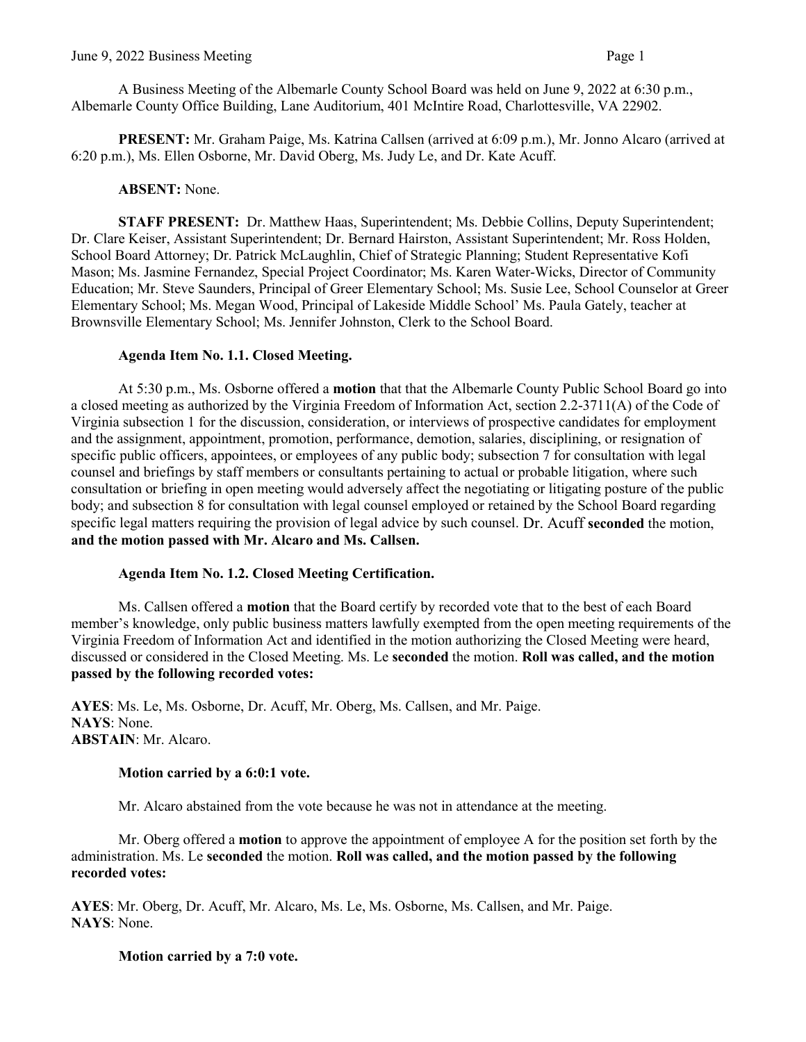A Business Meeting of the Albemarle County School Board was held on June 9, 2022 at 6:30 p.m., Albemarle County Office Building, Lane Auditorium, 401 McIntire Road, Charlottesville, VA 22902.

**PRESENT:** Mr. Graham Paige, Ms. Katrina Callsen (arrived at 6:09 p.m.), Mr. Jonno Alcaro (arrived at 6:20 p.m.), Ms. Ellen Osborne, Mr. David Oberg, Ms. Judy Le, and Dr. Kate Acuff.

**ABSENT:** None.

**STAFF PRESENT:** Dr. Matthew Haas, Superintendent; Ms. Debbie Collins, Deputy Superintendent; Dr. Clare Keiser, Assistant Superintendent; Dr. Bernard Hairston, Assistant Superintendent; Mr. Ross Holden, School Board Attorney; Dr. Patrick McLaughlin, Chief of Strategic Planning; Student Representative Kofi Mason; Ms. Jasmine Fernandez, Special Project Coordinator; Ms. Karen Water-Wicks, Director of Community Education; Mr. Steve Saunders, Principal of Greer Elementary School; Ms. Susie Lee, School Counselor at Greer Elementary School; Ms. Megan Wood, Principal of Lakeside Middle School' Ms. Paula Gately, teacher at Brownsville Elementary School; Ms. Jennifer Johnston, Clerk to the School Board.

**Agenda Item No. 1.1. Closed Meeting.**

At 5:30 p.m., Ms. Osborne offered a **motion** that that the Albemarle County Public School Board go into a closed meeting as authorized by the Virginia Freedom of Information Act, section 2.2-3711(A) of the Code of Virginia subsection 1 for the discussion, consideration, or interviews of prospective candidates for employment and the assignment, appointment, promotion, performance, demotion, salaries, disciplining, or resignation of specific public officers, appointees, or employees of any public body; subsection 7 for consultation with legal counsel and briefings by staff members or consultants pertaining to actual or probable litigation, where such consultation or briefing in open meeting would adversely affect the negotiating or litigating posture of the public body; and subsection 8 for consultation with legal counsel employed or retained by the School Board regarding specific legal matters requiring the provision of legal advice by such counsel. Dr. Acuff **seconded** the motion, **and the motion passed with Mr. Alcaro and Ms. Callsen.**

**Agenda Item No. 1.2. Closed Meeting Certification.**

Ms. Callsen offered a **motion** that the Board certify by recorded vote that to the best of each Board member's knowledge, only public business matters lawfully exempted from the open meeting requirements of the Virginia Freedom of Information Act and identified in the motion authorizing the Closed Meeting were heard, discussed or considered in the Closed Meeting. Ms. Le **seconded** the motion. **Roll was called, and the motion passed by the following recorded votes:**

**AYES**: Ms. Le, Ms. Osborne, Dr. Acuff, Mr. Oberg, Ms. Callsen, and Mr. Paige.
**NAYS**: None.
**ABSTAIN**: Mr. Alcaro.

**Motion carried by a 6:0:1 vote.**

Mr. Alcaro abstained from the vote because he was not in attendance at the meeting.

Mr. Oberg offered a **motion** to approve the appointment of employee A for the position set forth by the administration. Ms. Le **seconded** the motion. **Roll was called, and the motion passed by the following recorded votes:**

**AYES**: Mr. Oberg, Dr. Acuff, Mr. Alcaro, Ms. Le, Ms. Osborne, Ms. Callsen, and Mr. Paige.
**NAYS**: None.

**Motion carried by a 7:0 vote.**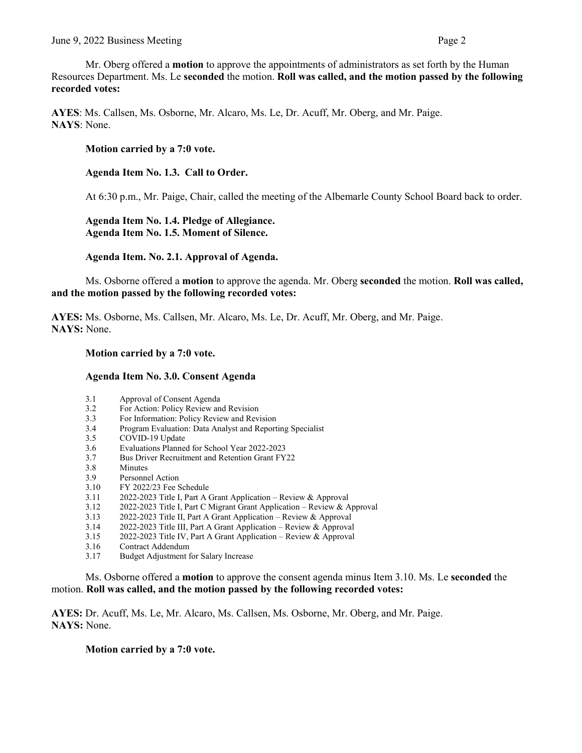Mr. Oberg offered a **motion** to approve the appointments of administrators as set forth by the Human Resources Department. Ms. Le **seconded** the motion. **Roll was called, and the motion passed by the following recorded votes:**

**AYES**: Ms. Callsen, Ms. Osborne, Mr. Alcaro, Ms. Le, Dr. Acuff, Mr. Oberg, and Mr. Paige.
**NAYS**: None.

**Motion carried by a 7:0 vote.**

**Agenda Item No. 1.3. Call to Order.**

At 6:30 p.m., Mr. Paige, Chair, called the meeting of the Albemarle County School Board back to order.

**Agenda Item No. 1.4. Pledge of Allegiance.**
**Agenda Item No. 1.5. Moment of Silence.**

**Agenda Item. No. 2.1. Approval of Agenda.**

Ms. Osborne offered a **motion** to approve the agenda. Mr. Oberg **seconded** the motion. **Roll was called, and the motion passed by the following recorded votes:**

**AYES:** Ms. Osborne, Ms. Callsen, Mr. Alcaro, Ms. Le, Dr. Acuff, Mr. Oberg, and Mr. Paige.
**NAYS:** None.

**Motion carried by a 7:0 vote.**

**Agenda Item No. 3.0. Consent Agenda**

- 3.1 Approval of Consent Agenda
- 3.2 For Action: Policy Review and Revision
- 3.3 For Information: Policy Review and Revision
- 3.4 Program Evaluation: Data Analyst and Reporting Specialist
- 3.5 COVID-19 Update
- 3.6 Evaluations Planned for School Year 2022-2023
- 3.7 Bus Driver Recruitment and Retention Grant FY22
- 3.8 Minutes
- 3.9 Personnel Action
- 3.10 FY 2022/23 Fee Schedule
- 3.11 2022-2023 Title I, Part A Grant Application – Review & Approval
- 3.12 2022-2023 Title I, Part C Migrant Grant Application – Review & Approval
- 3.13 2022-2023 Title II, Part A Grant Application – Review & Approval
- 3.14 2022-2023 Title III, Part A Grant Application – Review & Approval
- 3.15 2022-2023 Title IV, Part A Grant Application – Review & Approval
- 3.16 Contract Addendum
- 3.17 Budget Adjustment for Salary Increase

Ms. Osborne offered a **motion** to approve the consent agenda minus Item 3.10. Ms. Le **seconded** the motion. **Roll was called, and the motion passed by the following recorded votes:**

**AYES:** Dr. Acuff, Ms. Le, Mr. Alcaro, Ms. Callsen, Ms. Osborne, Mr. Oberg, and Mr. Paige.
**NAYS:** None.

**Motion carried by a 7:0 vote.**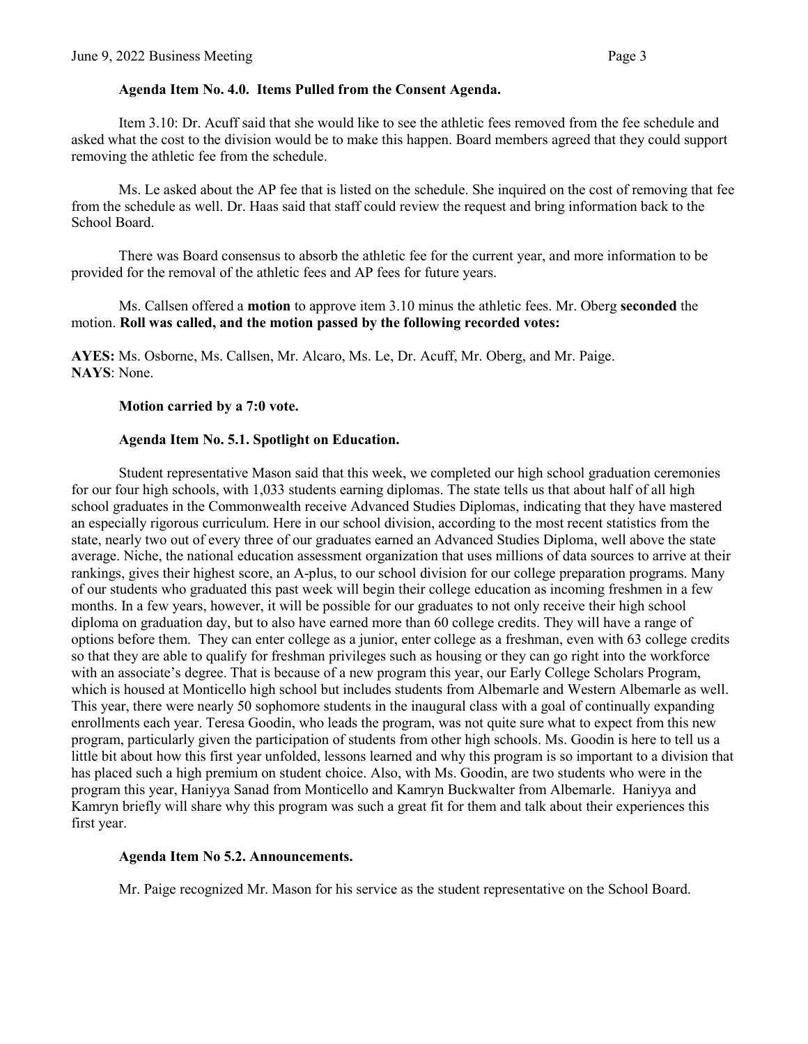**Agenda Item No. 4.0. Items Pulled from the Consent Agenda.**

Item 3.10: Dr. Acuff said that she would like to see the athletic fees removed from the fee schedule and asked what the cost to the division would be to make this happen. Board members agreed that they could support removing the athletic fee from the schedule.

Ms. Le asked about the AP fee that is listed on the schedule. She inquired on the cost of removing that fee from the schedule as well. Dr. Haas said that staff could review the request and bring information back to the School Board.

There was Board consensus to absorb the athletic fee for the current year, and more information to be provided for the removal of the athletic fees and AP fees for future years.

Ms. Callsen offered a **motion** to approve item 3.10 minus the athletic fees. Mr. Oberg **seconded** the motion. **Roll was called, and the motion passed by the following recorded votes:**

**AYES:** Ms. Osborne, Ms. Callsen, Mr. Alcaro, Ms. Le, Dr. Acuff, Mr. Oberg, and Mr. Paige.
**NAYS**: None.

**Motion carried by a 7:0 vote.**

**Agenda Item No. 5.1. Spotlight on Education.**

Student representative Mason said that this week, we completed our high school graduation ceremonies for our four high schools, with 1,033 students earning diplomas. The state tells us that about half of all high school graduates in the Commonwealth receive Advanced Studies Diplomas, indicating that they have mastered an especially rigorous curriculum. Here in our school division, according to the most recent statistics from the state, nearly two out of every three of our graduates earned an Advanced Studies Diploma, well above the state average. Niche, the national education assessment organization that uses millions of data sources to arrive at their rankings, gives their highest score, an A-plus, to our school division for our college preparation programs. Many of our students who graduated this past week will begin their college education as incoming freshmen in a few months. In a few years, however, it will be possible for our graduates to not only receive their high school diploma on graduation day, but to also have earned more than 60 college credits. They will have a range of options before them. They can enter college as a junior, enter college as a freshman, even with 63 college credits so that they are able to qualify for freshman privileges such as housing or they can go right into the workforce with an associate's degree. That is because of a new program this year, our Early College Scholars Program, which is housed at Monticello high school but includes students from Albemarle and Western Albemarle as well. This year, there were nearly 50 sophomore students in the inaugural class with a goal of continually expanding enrollments each year. Teresa Goodin, who leads the program, was not quite sure what to expect from this new program, particularly given the participation of students from other high schools. Ms. Goodin is here to tell us a little bit about how this first year unfolded, lessons learned and why this program is so important to a division that has placed such a high premium on student choice. Also, with Ms. Goodin, are two students who were in the program this year, Haniyya Sanad from Monticello and Kamryn Buckwalter from Albemarle. Haniyya and Kamryn briefly will share why this program was such a great fit for them and talk about their experiences this first year.

**Agenda Item No 5.2. Announcements.**

Mr. Paige recognized Mr. Mason for his service as the student representative on the School Board.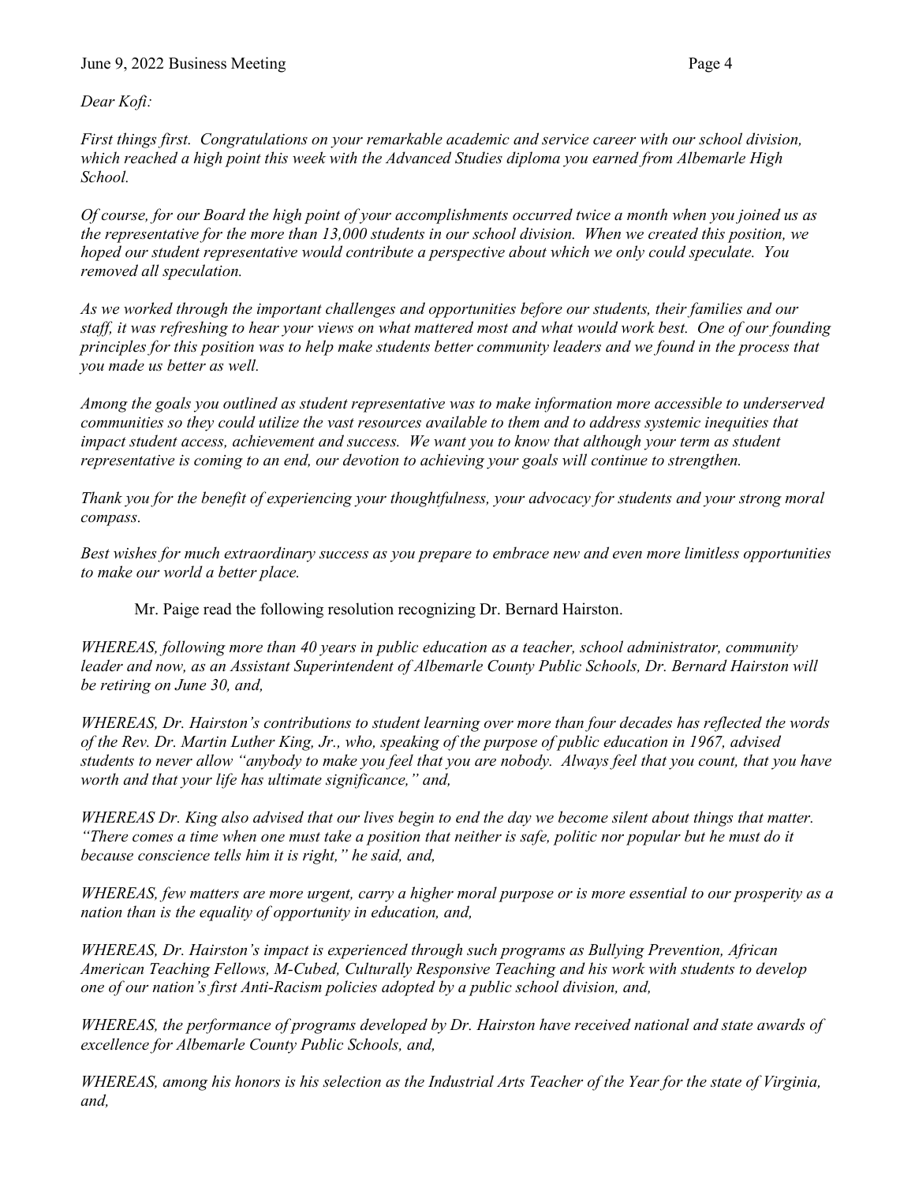*Dear Kofi:*

*First things first. Congratulations on your remarkable academic and service career with our school division, which reached a high point this week with the Advanced Studies diploma you earned from Albemarle High School.*

*Of course, for our Board the high point of your accomplishments occurred twice a month when you joined us as the representative for the more than 13,000 students in our school division. When we created this position, we hoped our student representative would contribute a perspective about which we only could speculate. You removed all speculation.*

*As we worked through the important challenges and opportunities before our students, their families and our staff, it was refreshing to hear your views on what mattered most and what would work best. One of our founding principles for this position was to help make students better community leaders and we found in the process that you made us better as well.*

*Among the goals you outlined as student representative was to make information more accessible to underserved communities so they could utilize the vast resources available to them and to address systemic inequities that impact student access, achievement and success. We want you to know that although your term as student representative is coming to an end, our devotion to achieving your goals will continue to strengthen.*

*Thank you for the benefit of experiencing your thoughtfulness, your advocacy for students and your strong moral compass.*

*Best wishes for much extraordinary success as you prepare to embrace new and even more limitless opportunities to make our world a better place.*

Mr. Paige read the following resolution recognizing Dr. Bernard Hairston.

*WHEREAS, following more than 40 years in public education as a teacher, school administrator, community leader and now, as an Assistant Superintendent of Albemarle County Public Schools, Dr. Bernard Hairston will be retiring on June 30, and,*

*WHEREAS, Dr. Hairston's contributions to student learning over more than four decades has reflected the words of the Rev. Dr. Martin Luther King, Jr., who, speaking of the purpose of public education in 1967, advised students to never allow "anybody to make you feel that you are nobody. Always feel that you count, that you have worth and that your life has ultimate significance," and,*

*WHEREAS Dr. King also advised that our lives begin to end the day we become silent about things that matter. "There comes a time when one must take a position that neither is safe, politic nor popular but he must do it because conscience tells him it is right," he said, and,*

*WHEREAS, few matters are more urgent, carry a higher moral purpose or is more essential to our prosperity as a nation than is the equality of opportunity in education, and,*

*WHEREAS, Dr. Hairston's impact is experienced through such programs as Bullying Prevention, African American Teaching Fellows, M-Cubed, Culturally Responsive Teaching and his work with students to develop one of our nation's first Anti-Racism policies adopted by a public school division, and,*

*WHEREAS, the performance of programs developed by Dr. Hairston have received national and state awards of excellence for Albemarle County Public Schools, and,*

*WHEREAS, among his honors is his selection as the Industrial Arts Teacher of the Year for the state of Virginia, and,*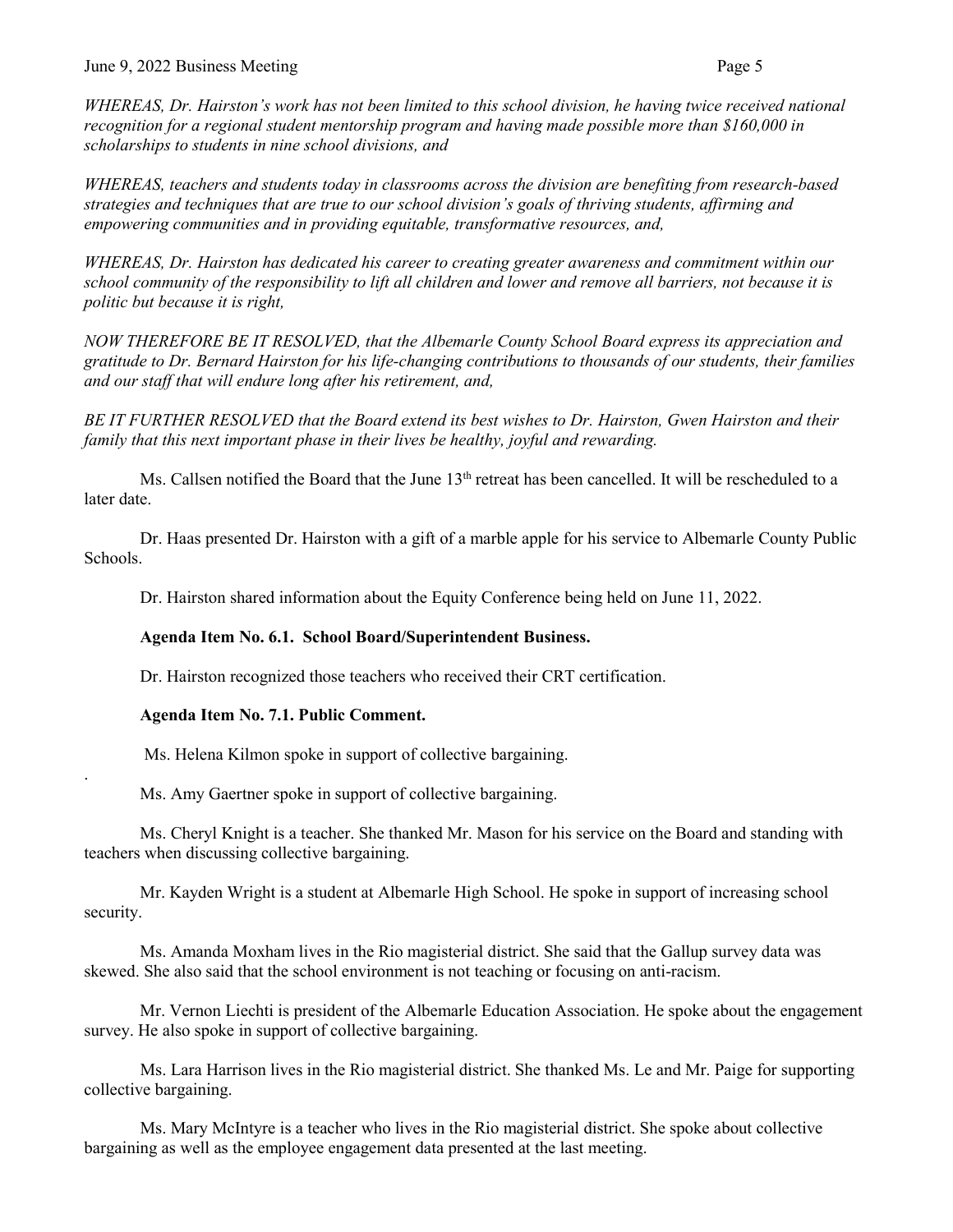*WHEREAS, Dr. Hairston's work has not been limited to this school division, he having twice received national recognition for a regional student mentorship program and having made possible more than $160,000 in scholarships to students in nine school divisions, and*

*WHEREAS, teachers and students today in classrooms across the division are benefiting from research-based strategies and techniques that are true to our school division's goals of thriving students, affirming and empowering communities and in providing equitable, transformative resources, and,*

*WHEREAS, Dr. Hairston has dedicated his career to creating greater awareness and commitment within our school community of the responsibility to lift all children and lower and remove all barriers, not because it is politic but because it is right,*

*NOW THEREFORE BE IT RESOLVED, that the Albemarle County School Board express its appreciation and gratitude to Dr. Bernard Hairston for his life-changing contributions to thousands of our students, their families and our staff that will endure long after his retirement, and,*

*BE IT FURTHER RESOLVED that the Board extend its best wishes to Dr. Hairston, Gwen Hairston and their family that this next important phase in their lives be healthy, joyful and rewarding.*

Ms. Callsen notified the Board that the June 13th retreat has been cancelled. It will be rescheduled to a later date.

Dr. Haas presented Dr. Hairston with a gift of a marble apple for his service to Albemarle County Public Schools.

Dr. Hairston shared information about the Equity Conference being held on June 11, 2022.

**Agenda Item No. 6.1. School Board/Superintendent Business.**

Dr. Hairston recognized those teachers who received their CRT certification.

**Agenda Item No. 7.1. Public Comment.**

Ms. Helena Kilmon spoke in support of collective bargaining.

Ms. Amy Gaertner spoke in support of collective bargaining.

Ms. Cheryl Knight is a teacher. She thanked Mr. Mason for his service on the Board and standing with teachers when discussing collective bargaining.

Mr. Kayden Wright is a student at Albemarle High School. He spoke in support of increasing school security.

Ms. Amanda Moxham lives in the Rio magisterial district. She said that the Gallup survey data was skewed. She also said that the school environment is not teaching or focusing on anti-racism.

Mr. Vernon Liechti is president of the Albemarle Education Association. He spoke about the engagement survey. He also spoke in support of collective bargaining.

Ms. Lara Harrison lives in the Rio magisterial district. She thanked Ms. Le and Mr. Paige for supporting collective bargaining.

Ms. Mary McIntyre is a teacher who lives in the Rio magisterial district. She spoke about collective bargaining as well as the employee engagement data presented at the last meeting.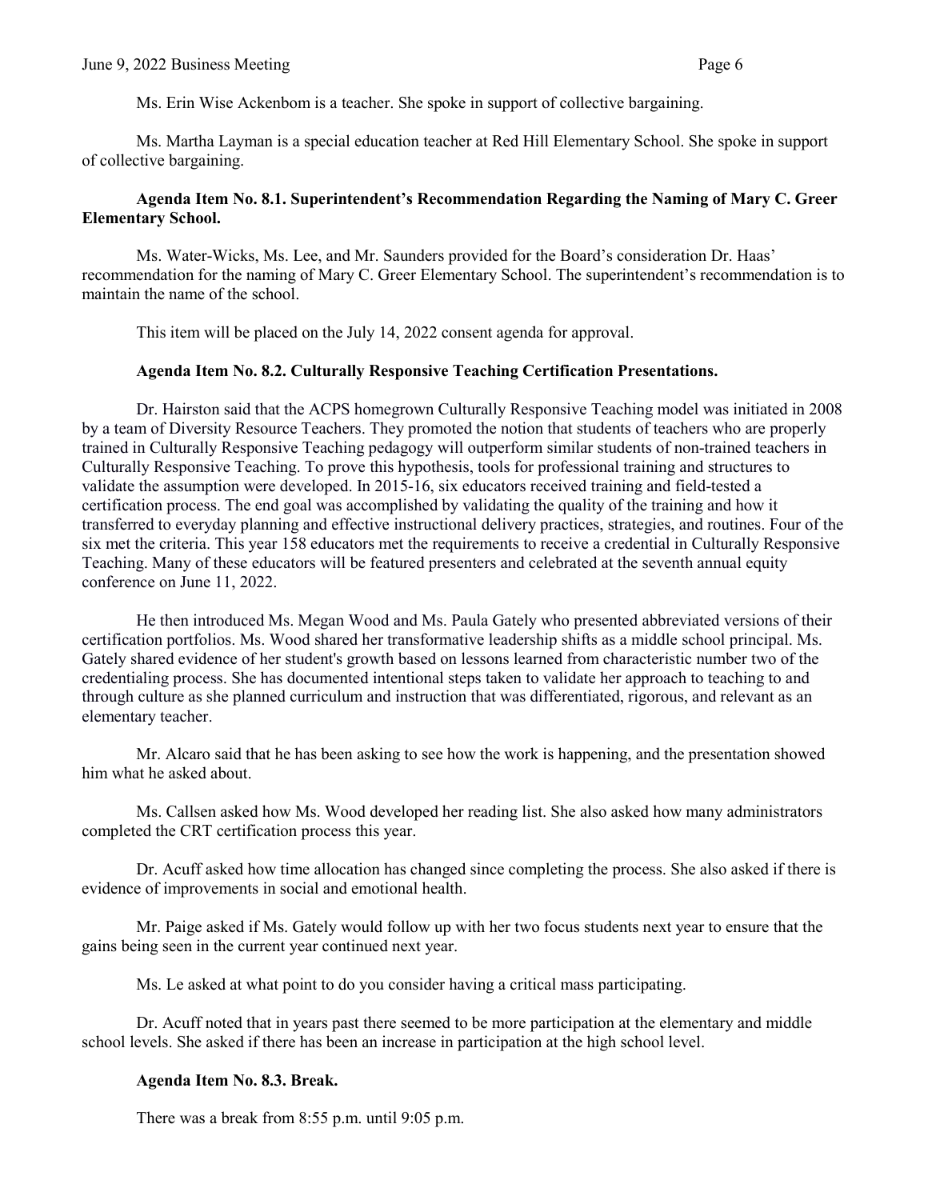Ms. Erin Wise Ackenbom is a teacher. She spoke in support of collective bargaining.

Ms. Martha Layman is a special education teacher at Red Hill Elementary School. She spoke in support of collective bargaining.

**Agenda Item No. 8.1. Superintendent's Recommendation Regarding the Naming of Mary C. Greer Elementary School.**

Ms. Water-Wicks, Ms. Lee, and Mr. Saunders provided for the Board's consideration Dr. Haas' recommendation for the naming of Mary C. Greer Elementary School. The superintendent's recommendation is to maintain the name of the school.

This item will be placed on the July 14, 2022 consent agenda for approval.

**Agenda Item No. 8.2. Culturally Responsive Teaching Certification Presentations.**

Dr. Hairston said that the ACPS homegrown Culturally Responsive Teaching model was initiated in 2008 by a team of Diversity Resource Teachers. They promoted the notion that students of teachers who are properly trained in Culturally Responsive Teaching pedagogy will outperform similar students of non-trained teachers in Culturally Responsive Teaching. To prove this hypothesis, tools for professional training and structures to validate the assumption were developed. In 2015-16, six educators received training and field-tested a certification process. The end goal was accomplished by validating the quality of the training and how it transferred to everyday planning and effective instructional delivery practices, strategies, and routines. Four of the six met the criteria. This year 158 educators met the requirements to receive a credential in Culturally Responsive Teaching. Many of these educators will be featured presenters and celebrated at the seventh annual equity conference on June 11, 2022.

He then introduced Ms. Megan Wood and Ms. Paula Gately who presented abbreviated versions of their certification portfolios. Ms. Wood shared her transformative leadership shifts as a middle school principal. Ms. Gately shared evidence of her student's growth based on lessons learned from characteristic number two of the credentialing process. She has documented intentional steps taken to validate her approach to teaching to and through culture as she planned curriculum and instruction that was differentiated, rigorous, and relevant as an elementary teacher.

Mr. Alcaro said that he has been asking to see how the work is happening, and the presentation showed him what he asked about.

Ms. Callsen asked how Ms. Wood developed her reading list. She also asked how many administrators completed the CRT certification process this year.

Dr. Acuff asked how time allocation has changed since completing the process. She also asked if there is evidence of improvements in social and emotional health.

Mr. Paige asked if Ms. Gately would follow up with her two focus students next year to ensure that the gains being seen in the current year continued next year.

Ms. Le asked at what point to do you consider having a critical mass participating.

Dr. Acuff noted that in years past there seemed to be more participation at the elementary and middle school levels. She asked if there has been an increase in participation at the high school level.

**Agenda Item No. 8.3. Break.**

There was a break from 8:55 p.m. until 9:05 p.m.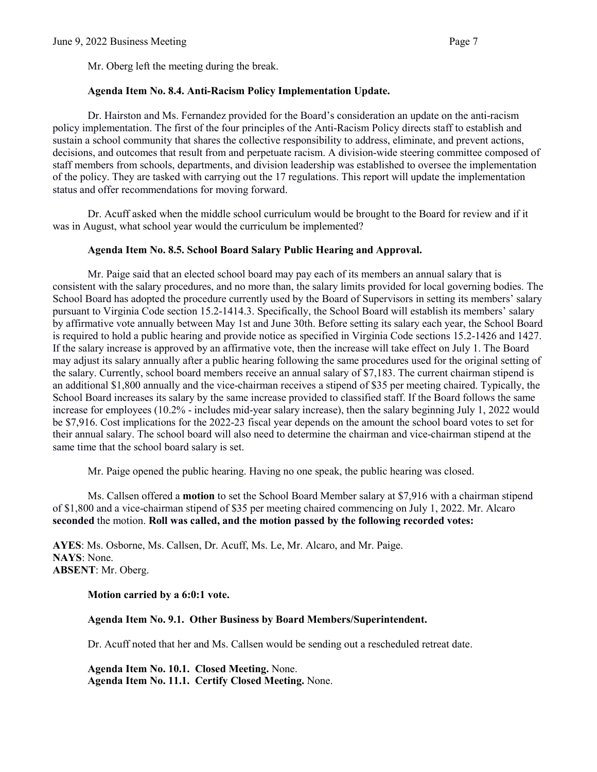Mr. Oberg left the meeting during the break.

**Agenda Item No. 8.4. Anti-Racism Policy Implementation Update.**

Dr. Hairston and Ms. Fernandez provided for the Board's consideration an update on the anti-racism policy implementation. The first of the four principles of the Anti-Racism Policy directs staff to establish and sustain a school community that shares the collective responsibility to address, eliminate, and prevent actions, decisions, and outcomes that result from and perpetuate racism. A division-wide steering committee composed of staff members from schools, departments, and division leadership was established to oversee the implementation of the policy. They are tasked with carrying out the 17 regulations. This report will update the implementation status and offer recommendations for moving forward.

Dr. Acuff asked when the middle school curriculum would be brought to the Board for review and if it was in August, what school year would the curriculum be implemented?

**Agenda Item No. 8.5. School Board Salary Public Hearing and Approval.**

Mr. Paige said that an elected school board may pay each of its members an annual salary that is consistent with the salary procedures, and no more than, the salary limits provided for local governing bodies. The School Board has adopted the procedure currently used by the Board of Supervisors in setting its members' salary pursuant to Virginia Code section 15.2-1414.3. Specifically, the School Board will establish its members' salary by affirmative vote annually between May 1st and June 30th. Before setting its salary each year, the School Board is required to hold a public hearing and provide notice as specified in Virginia Code sections 15.2-1426 and 1427. If the salary increase is approved by an affirmative vote, then the increase will take effect on July 1. The Board may adjust its salary annually after a public hearing following the same procedures used for the original setting of the salary. Currently, school board members receive an annual salary of $7,183. The current chairman stipend is an additional $1,800 annually and the vice-chairman receives a stipend of $35 per meeting chaired. Typically, the School Board increases its salary by the same increase provided to classified staff. If the Board follows the same increase for employees (10.2% - includes mid-year salary increase), then the salary beginning July 1, 2022 would be $7,916. Cost implications for the 2022-23 fiscal year depends on the amount the school board votes to set for their annual salary. The school board will also need to determine the chairman and vice-chairman stipend at the same time that the school board salary is set.

Mr. Paige opened the public hearing. Having no one speak, the public hearing was closed.

Ms. Callsen offered a **motion** to set the School Board Member salary at $7,916 with a chairman stipend of $1,800 and a vice-chairman stipend of $35 per meeting chaired commencing on July 1, 2022. Mr. Alcaro **seconded** the motion. **Roll was called, and the motion passed by the following recorded votes:**

**AYES**: Ms. Osborne, Ms. Callsen, Dr. Acuff, Ms. Le, Mr. Alcaro, and Mr. Paige.
**NAYS**: None.
**ABSENT**: Mr. Oberg.

**Motion carried by a 6:0:1 vote.**

**Agenda Item No. 9.1. Other Business by Board Members/Superintendent.**

Dr. Acuff noted that her and Ms. Callsen would be sending out a rescheduled retreat date.

**Agenda Item No. 10.1. Closed Meeting.** None.
**Agenda Item No. 11.1. Certify Closed Meeting.** None.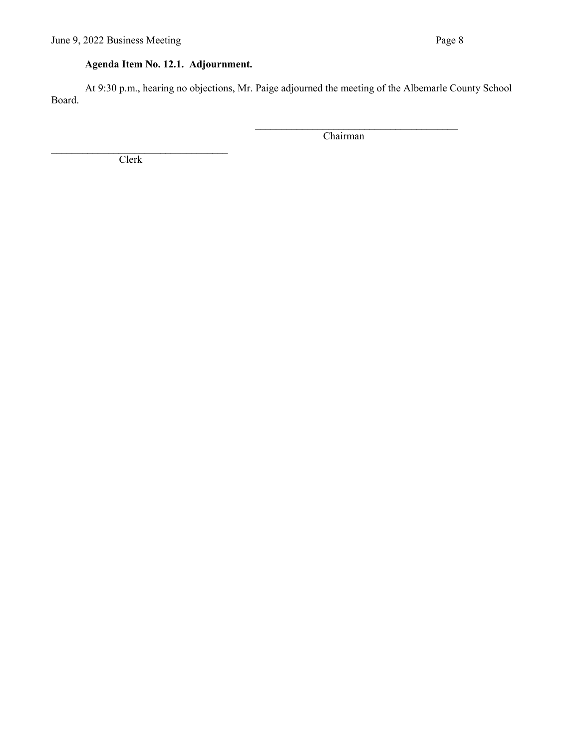**Agenda Item No. 12.1. Adjournment.**

At 9:30 p.m., hearing no objections, Mr. Paige adjourned the meeting of the Albemarle County School Board.

\_\_\_\_\_\_\_\_\_\_\_\_\_\_\_\_\_\_\_\_\_\_\_\_\_\_\_\_\_\_\_\_\_\_\_\_\_\_\_\_
Chairman

\_\_\_\_\_\_\_\_\_\_\_\_\_\_\_\_\_\_\_\_\_\_\_\_\_\_\_\_\_\_\_\_\_\_\_\_
Clerk